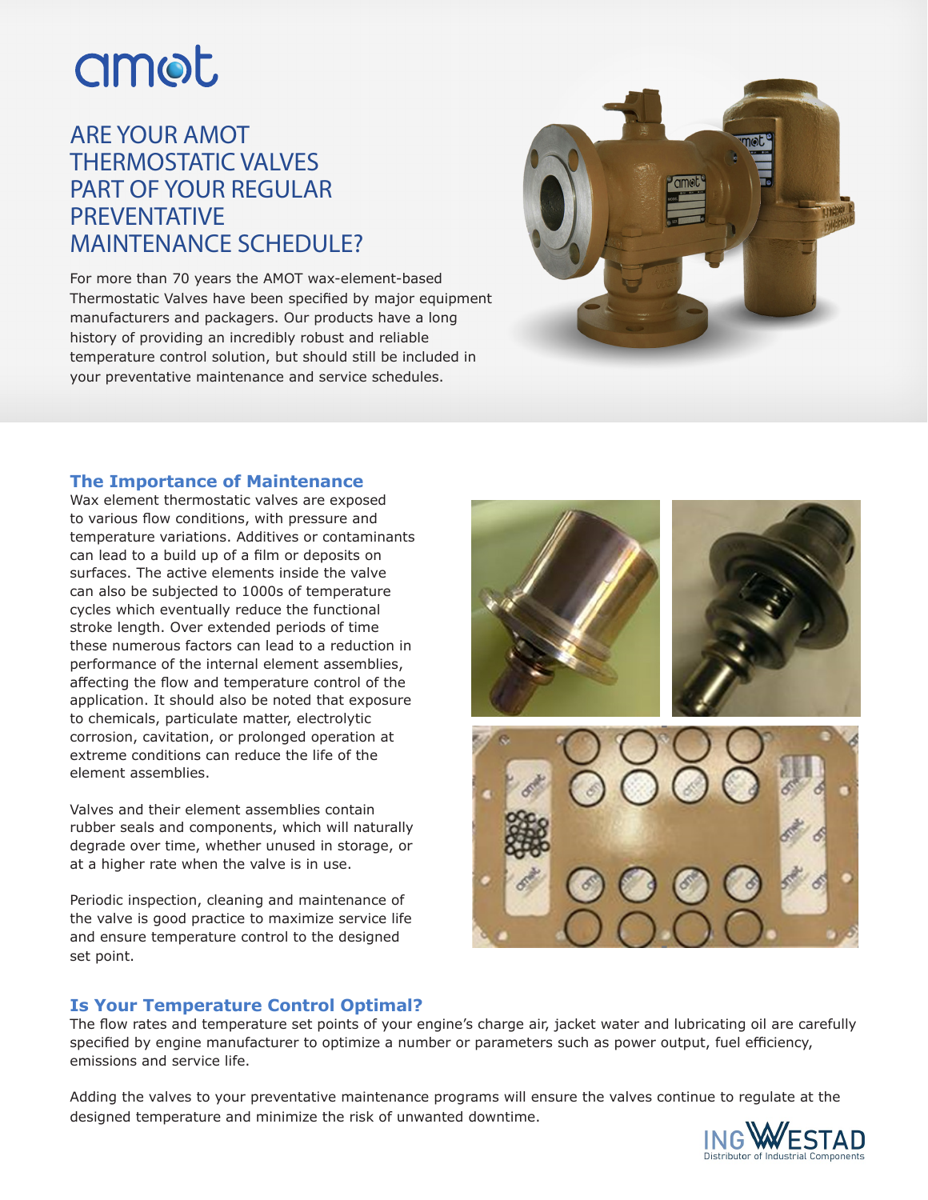# ARE YOUR AMOT THERMOSTATIC VALVES PART OF YOUR REGULAR PREVENTATIVE MAINTENANCE SCHEDULE?

For more than 70 years the AMOT wax-element-based Thermostatic Valves have been specified by major equipment manufacturers and packagers. Our products have a long history of providing an incredibly robust and reliable temperature control solution, but should still be included in your preventative maintenance and service schedules.

## The Importance of Maintenance

Wax element thermostatic valves are exposed to various flow conditions, with pressure and temperature variations. Additives or contaminants can lead to a build up of a film or deposits on surfaces. The active elements inside the valve can also be subjected to 1000s of temperature cycles which eventually reduce the functional stroke length. Over extended periods of time these numerous factors can lead to a reduction in performance of the internal element assemblies, affecting the flow and temperature control of the application. It should also be noted that exposure to chemicals, particulate matter, electrolytic corrosion, cavitation, or prolonged operation at extreme conditions can reduce the life of the element assemblies.

Valves and their element assemblies contain rubber seals and components, which will naturally degrade over time, whether unused in storage, or at a higher rate when the valve is in use.

Periodic inspection, cleaning and maintenance of the valve is good practice to maximize service life and ensure temperature control to the designed set point.

## Is Your Temperature Control Optimal?

The flow rates and temperature set points of your engine's charge air, jacket water and lubricating oil are carefully specified by engine manufacturer to optimize a number or parameters such as power output, fuel efficiency, emissions and service life.

Adding the valves to your preventative maintenance programs will ensure the valves continue to regulate at the designed temperature and minimize the risk of unwanted downtime.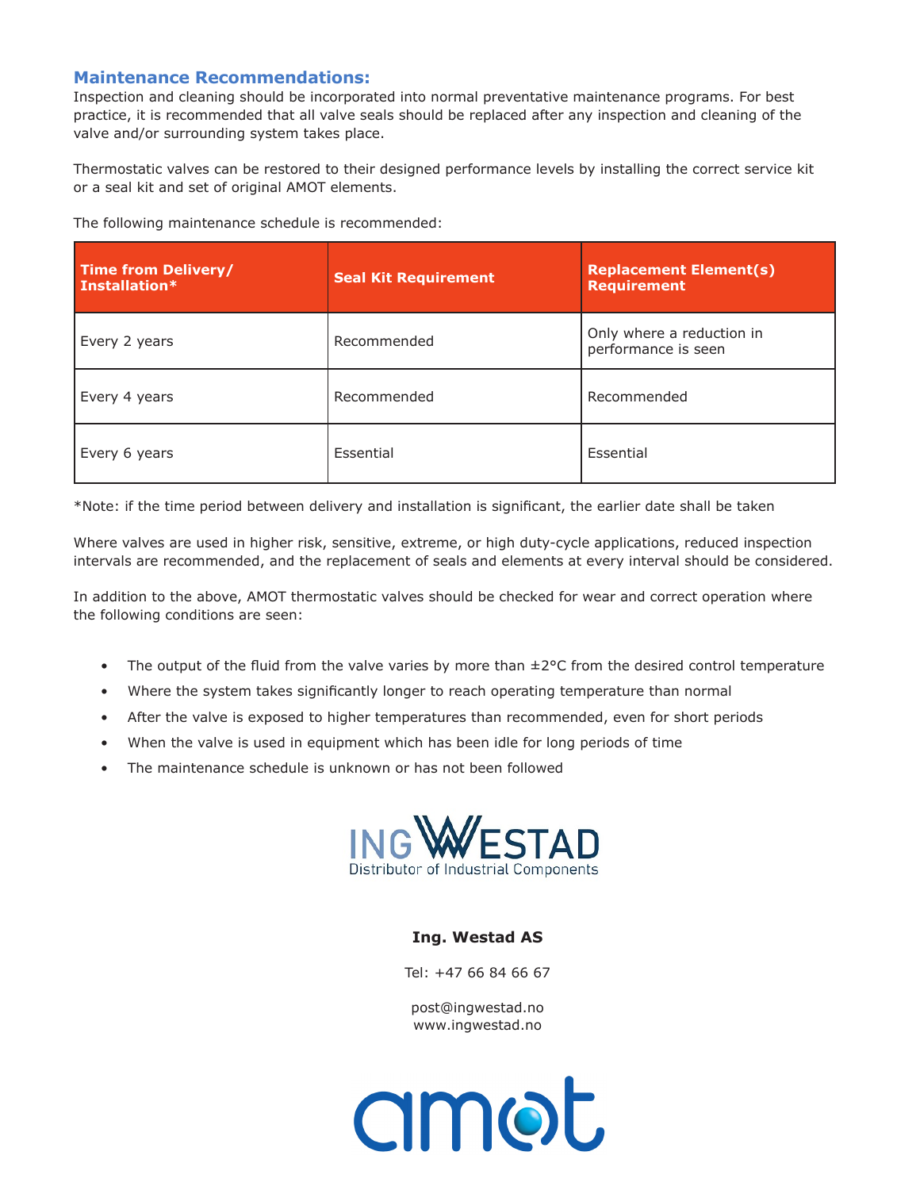## Maintenance Recommendations:

Inspection and cleaning should be incorporated into normal preventative maintenance programs. For best practice, it is recommended that all valve seals should be replaced after any inspection and cleaning of the valve and/or surrounding system takes place.

Thermostatic valves can be restored to their designed performance levels by installing the correct service kit or a seal kit and set of original AMOT elements.

The following maintenance schedule is recommended:

| Time from Delivery/ Installation* | Seal Kit Requirement | Replacement Element(s) Requirement |
|---|---|---|
| Every 2 years | Recommended | Only where a reduction in performance is seen |
| Every 4 years | Recommended | Recommended |
| Every 6 years | Essential | Essential |

*Note: if the time period between delivery and installation is significant, the earlier date shall be taken

Where valves are used in higher risk, sensitive, extreme, or high duty-cycle applications, reduced inspection intervals are recommended, and the replacement of seals and elements at every interval should be considered.

In addition to the above, AMOT thermostatic valves should be checked for wear and correct operation where the following conditions are seen:

- The output of the fluid from the valve varies by more than ±2°C from the desired control temperature
- Where the system takes significantly longer to reach operating temperature than normal
- After the valve is exposed to higher temperatures than recommended, even for short periods
- When the valve is used in equipment which has been idle for long periods of time
- The maintenance schedule is unknown or has not been followed

INGWESTAD
Distributor of Industrial Components

**Ing. Westad AS**

Tel: +47 66 84 66 67

post@ingwestad.no
www.ingwestad.no

amot